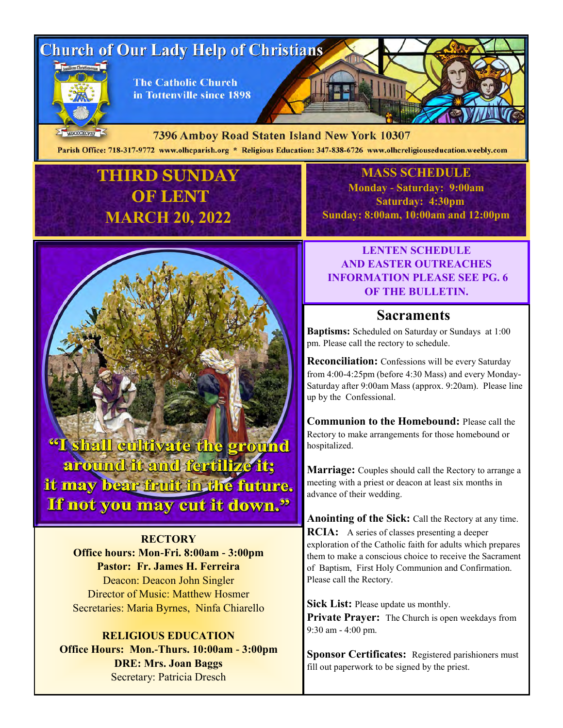# Church of Our Lady Help of Christians

The Catholic Church in Tottenville since 1898

7396 Amboy Road Staten Island New York 10307

Parish Office: 718-317-9772 www.olhcparish.org * Religious Education: 347-838-6726 www.olhcreligiouseducation.weebly.com

## THIRD SUNDAY OF LENT MARCH 20, 2022

## MASS SCHEDULE

**Monday - Saturday: 9:00am**
**Saturday: 4:30pm**
**Sunday: 8:00am, 10:00am and 12:00pm**

**LENTEN SCHEDULE AND EASTER OUTREACHES INFORMATION PLEASE SEE PG. 6 OF THE BULLETIN.**

"I shall cultivate the ground around it and fertilize it; it may bear fruit in the future. If not you may cut it down."

**RECTORY**
**Office hours: Mon-Fri. 8:00am - 3:00pm**
**Pastor: Fr. James H. Ferreira**
Deacon: Deacon John Singler
Director of Music: Matthew Hosmer
Secretaries: Maria Byrnes, Ninfa Chiarello

**RELIGIOUS EDUCATION**
**Office Hours: Mon.-Thurs. 10:00am - 3:00pm**
**DRE: Mrs. Joan Baggs**
Secretary: Patricia Dresch

## Sacraments

**Baptisms:** Scheduled on Saturday or Sundays at 1:00 pm. Please call the rectory to schedule.

**Reconciliation:** Confessions will be every Saturday from 4:00-4:25pm (before 4:30 Mass) and every Monday-Saturday after 9:00am Mass (approx. 9:20am). Please line up by the Confessional.

**Communion to the Homebound:** Please call the Rectory to make arrangements for those homebound or hospitalized.

**Marriage:** Couples should call the Rectory to arrange a meeting with a priest or deacon at least six months in advance of their wedding.

**Anointing of the Sick:** Call the Rectory at any time.

**RCIA:** A series of classes presenting a deeper exploration of the Catholic faith for adults which prepares them to make a conscious choice to receive the Sacrament of Baptism, First Holy Communion and Confirmation. Please call the Rectory.

**Sick List:** Please update us monthly.

**Private Prayer:** The Church is open weekdays from 9:30 am - 4:00 pm.

**Sponsor Certificates:** Registered parishioners must fill out paperwork to be signed by the priest.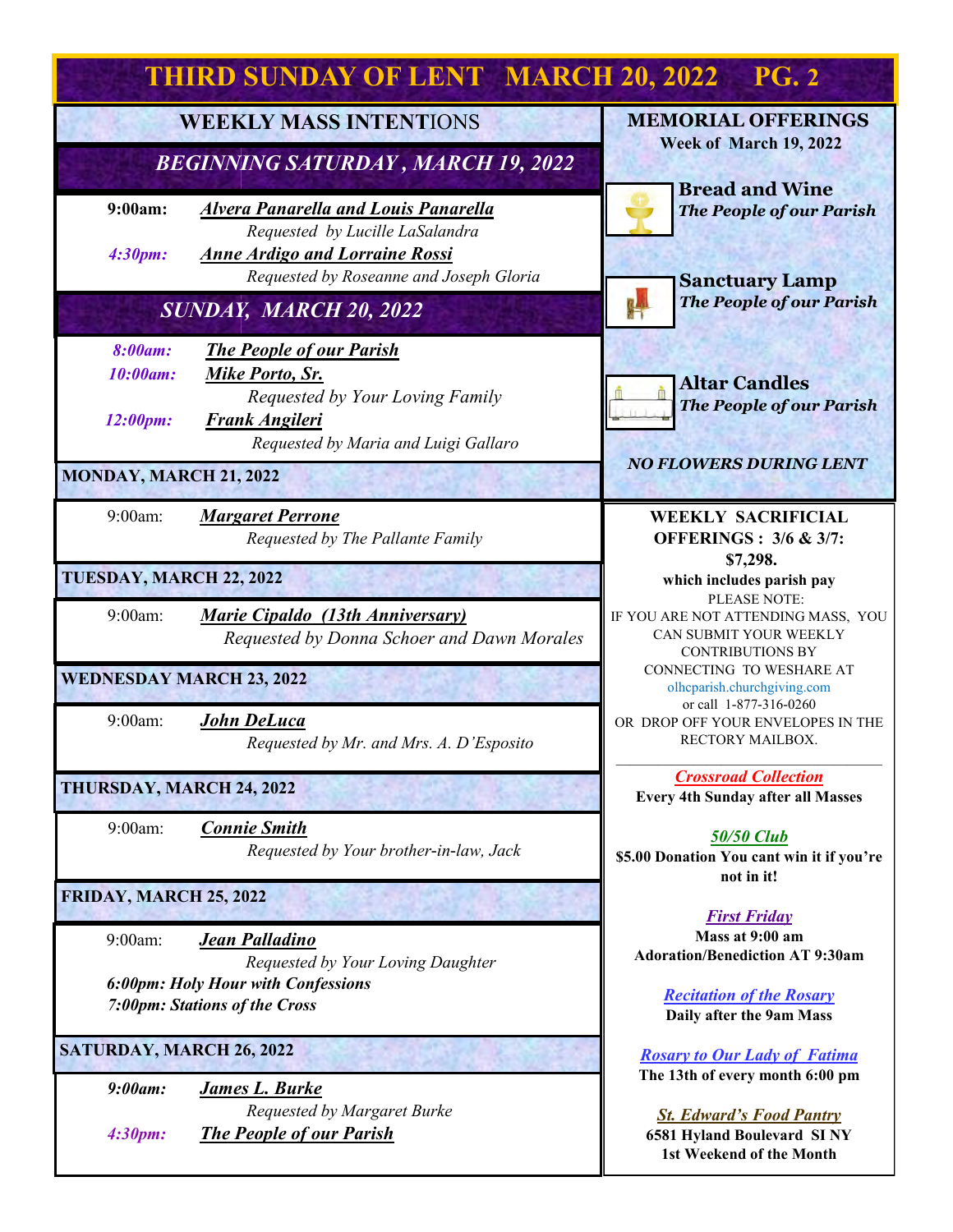# THIRD SUNDAY OF LENT MARCH 20, 2022 PG. 2

## WEEKLY MASS INTENTIONS

### *BEGINNING SATURDAY, MARCH 19, 2022*

**9:00am:** ***Alvera Panarella and Louis Panarella***
*Requested by Lucille LaSalandra*

***4:30pm:*** ***Anne Ardigo and Lorraine Rossi***
*Requested by Roseanne and Joseph Gloria*

### *SUNDAY, MARCH 20, 2022*

***8:00am:*** ***The People of our Parish***

***10:00am:*** ***Mike Porto, Sr.***
*Requested by Your Loving Family*

***12:00pm:*** ***Frank Angileri***
*Requested by Maria and Luigi Gallaro*

### MONDAY, MARCH 21, 2022

9:00am: ***Margaret Perrone***
*Requested by The Pallante Family*

### TUESDAY, MARCH 22, 2022

9:00am: ***Marie Cipaldo (13th Anniversary)***
*Requested by Donna Schoer and Dawn Morales*

### WEDNESDAY MARCH 23, 2022

9:00am: ***John DeLuca***
*Requested by Mr. and Mrs. A. D'Esposito*

### THURSDAY, MARCH 24, 2022

9:00am: ***Connie Smith***
*Requested by Your brother-in-law, Jack*

### FRIDAY, MARCH 25, 2022

9:00am: ***Jean Palladino***
*Requested by Your Loving Daughter*

***6:00pm: Holy Hour with Confessions***
***7:00pm: Stations of the Cross***

### SATURDAY, MARCH 26, 2022

***9:00am:*** ***James L. Burke***
*Requested by Margaret Burke*

***4:30pm:*** ***The People of our Parish***

## MEMORIAL OFFERINGS

**Week of March 19, 2022**

**Bread and Wine**
***The People of our Parish***

**Sanctuary Lamp**
***The People of our Parish***

**Altar Candles**
***The People of our Parish***

***NO FLOWERS DURING LENT***

## WEEKLY SACRIFICIAL OFFERINGS : 3/6 & 3/7: $7,298.

**which includes parish pay**

PLEASE NOTE:
IF YOU ARE NOT ATTENDING MASS, YOU CAN SUBMIT YOUR WEEKLY CONTRIBUTIONS BY CONNECTING TO WESHARE AT olhcparish.churchgiving.com or call 1-877-316-0260 OR DROP OFF YOUR ENVELOPES IN THE RECTORY MAILBOX.

---

***Crossroad Collection***
**Every 4th Sunday after all Masses**

***50/50 Club***
**$5.00 Donation You cant win it if you're not in it!**

***First Friday***
**Mass at 9:00 am**
**Adoration/Benediction AT 9:30am**

***Recitation of the Rosary***
**Daily after the 9am Mass**

***Rosary to Our Lady of Fatima***
**The 13th of every month 6:00 pm**

***St. Edward's Food Pantry***
**6581 Hyland Boulevard SI NY**
**1st Weekend of the Month**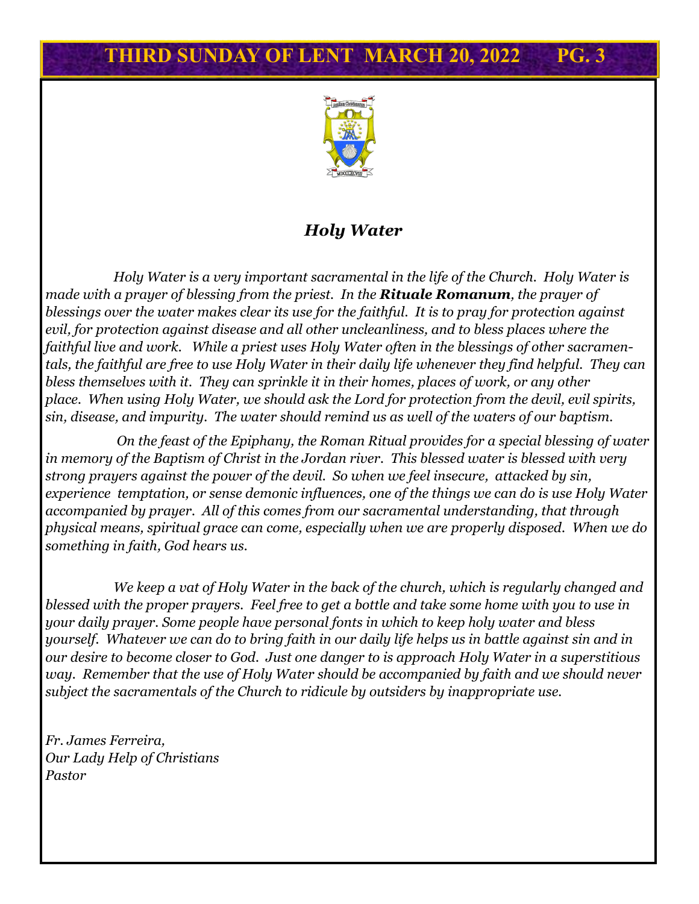## Holy Water

*Holy Water is a very important sacramental in the life of the Church. Holy Water is made with a prayer of blessing from the priest. In the* ***Rituale Romanum****, the prayer of blessings over the water makes clear its use for the faithful. It is to pray for protection against evil, for protection against disease and all other uncleanliness, and to bless places where the faithful live and work. While a priest uses Holy Water often in the blessings of other sacramentals, the faithful are free to use Holy Water in their daily life whenever they find helpful. They can bless themselves with it. They can sprinkle it in their homes, places of work, or any other place. When using Holy Water, we should ask the Lord for protection from the devil, evil spirits, sin, disease, and impurity. The water should remind us as well of the waters of our baptism.*

*On the feast of the Epiphany, the Roman Ritual provides for a special blessing of water in memory of the Baptism of Christ in the Jordan river. This blessed water is blessed with very strong prayers against the power of the devil. So when we feel insecure, attacked by sin, experience temptation, or sense demonic influences, one of the things we can do is use Holy Water accompanied by prayer. All of this comes from our sacramental understanding, that through physical means, spiritual grace can come, especially when we are properly disposed. When we do something in faith, God hears us.*

*We keep a vat of Holy Water in the back of the church, which is regularly changed and blessed with the proper prayers. Feel free to get a bottle and take some home with you to use in your daily prayer. Some people have personal fonts in which to keep holy water and bless yourself. Whatever we can do to bring faith in our daily life helps us in battle against sin and in our desire to become closer to God. Just one danger to is approach Holy Water in a superstitious way. Remember that the use of Holy Water should be accompanied by faith and we should never subject the sacramentals of the Church to ridicule by outsiders by inappropriate use.*

*Fr. James Ferreira,*
*Our Lady Help of Christians*
*Pastor*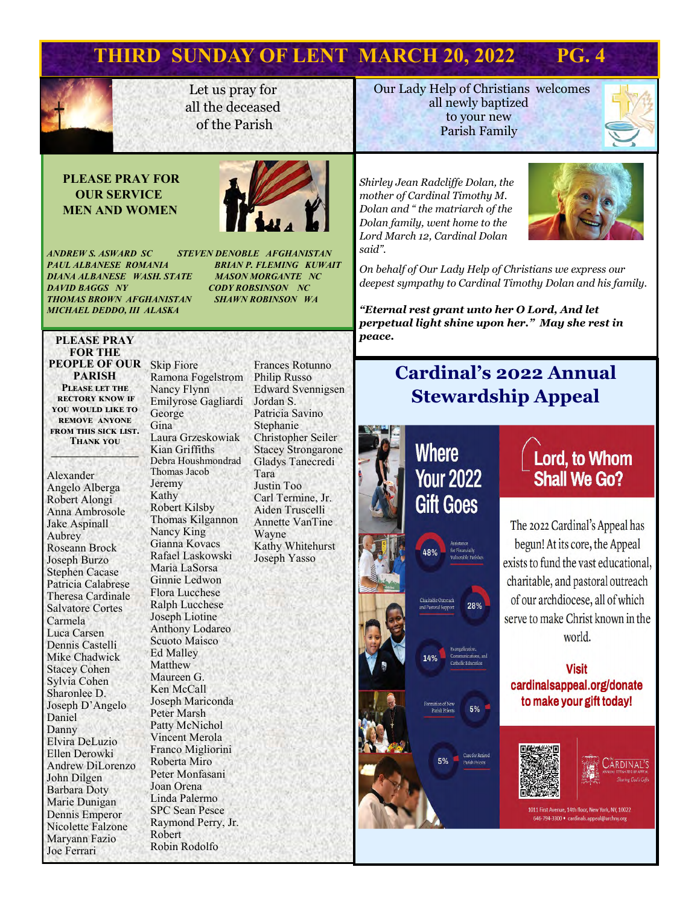Let us pray for all the deceased of the Parish

Our Lady Help of Christians welcomes all newly baptized to your new Parish Family

## PLEASE PRAY FOR OUR SERVICE MEN AND WOMEN

*ANDREW S. ASWARD SC*
*PAUL ALBANESE ROMANIA*
*DIANA ALBANESE WASH. STATE*
*DAVID BAGGS NY*
*THOMAS BROWN AFGHANISTAN*
*MICHAEL DEDDO, III ALASKA*
*STEVEN DENOBLE AFGHANISTAN*
*BRIAN P. FLEMING KUWAIT*
*MASON MORGANTE NC*
*CODY ROBSINSON NC*
*SHAWN ROBINSON WA*

*Shirley Jean Radcliffe Dolan, the mother of Cardinal Timothy M. Dolan and " the matriarch of the Dolan family, went home to the Lord March 12, Cardinal Dolan said".*

*On behalf of Our Lady Help of Christians we express our deepest sympathy to Cardinal Timothy Dolan and his family.*

***"Eternal rest grant unto her O Lord, And let perpetual light shine upon her." May she rest in peace.***

## PLEASE PRAY FOR THE PEOPLE OF OUR PARISH

**Please let the rectory know if you would like to remove anyone from this sick list. Thank you**

Alexander
Angelo Alberga
Robert Alongi
Anna Ambrosole
Jake Aspinall
Aubrey
Roseann Brock
Joseph Burzo
Stephen Cacase
Patricia Calabrese
Theresa Cardinale
Salvatore Cortes
Carmela
Luca Carsen
Dennis Castelli
Mike Chadwick
Stacey Cohen
Sylvia Cohen
Sharonlee D.
Joseph D'Angelo
Daniel
Danny
Elvira DeLuzio
Ellen Derowki
Andrew DiLorenzo
John Dilgen
Barbara Doty
Marie Dunigan
Dennis Emperor
Nicolette Falzone
Maryann Fazio
Joe Ferrari
Skip Fiore
Ramona Fogelstrom
Nancy Flynn
Emilyrose Gagliardi
George
Gina
Laura Grzeskowiak
Kian Griffiths
Debra Houshmondrad
Thomas Jacob
Jeremy
Kathy
Robert Kilsby
Thomas Kilgannon
Nancy King
Gianna Kovacs
Rafael Laskowski
Maria LaSorsa
Ginnie Ledwon
Flora Lucchese
Ralph Lucchese
Joseph Liotine
Anthony Lodareo
Scuoto Maisco
Ed Malley
Matthew
Maureen G.
Ken McCall
Joseph Mariconda
Peter Marsh
Patty McNichol
Vincent Merola
Franco Migliorini
Roberta Miro
Peter Monfasani
Joan Orena
Linda Palermo
SPC Sean Pesce
Raymond Perry, Jr.
Robert
Robin Rodolfo
Frances Rotunno
Philip Russo
Edward Svennigsen
Jordan S.
Patricia Savino
Stephanie
Christopher Seiler
Stacey Strongarone
Gladys Tanecredi
Tara
Justin Too
Carl Termine, Jr.
Aiden Truscelli
Annette VanTine
Wayne
Kathy Whitehurst
Joseph Yasso

## Cardinal's 2022 Annual Stewardship Appeal

### Where Your 2022 Gift Goes

- 48% Assistance for Financially Vulnerable Parishes
- 28% Charitable Outreach and Pastoral Support
- 14% Evangelization, Communications, and Catholic Education
- 5% Formation of New Parish Priests
- 5% Care for Retired Parish Priests

### Lord, to Whom Shall We Go?

The 2022 Cardinal's Appeal has begun! At its core, the Appeal exists to fund the vast educational, charitable, and pastoral outreach of our archdiocese, all of which serve to make Christ known in the world.

**Visit cardinalsappeal.org/donate to make your gift today!**

CARDINAL'S ANNUAL STEWARDSHIP APPEAL — Sharing God's Gifts

1011 First Avenue, 14th floor, New York, NY, 10022
646-794-3300 • cardinals.appeal@archny.org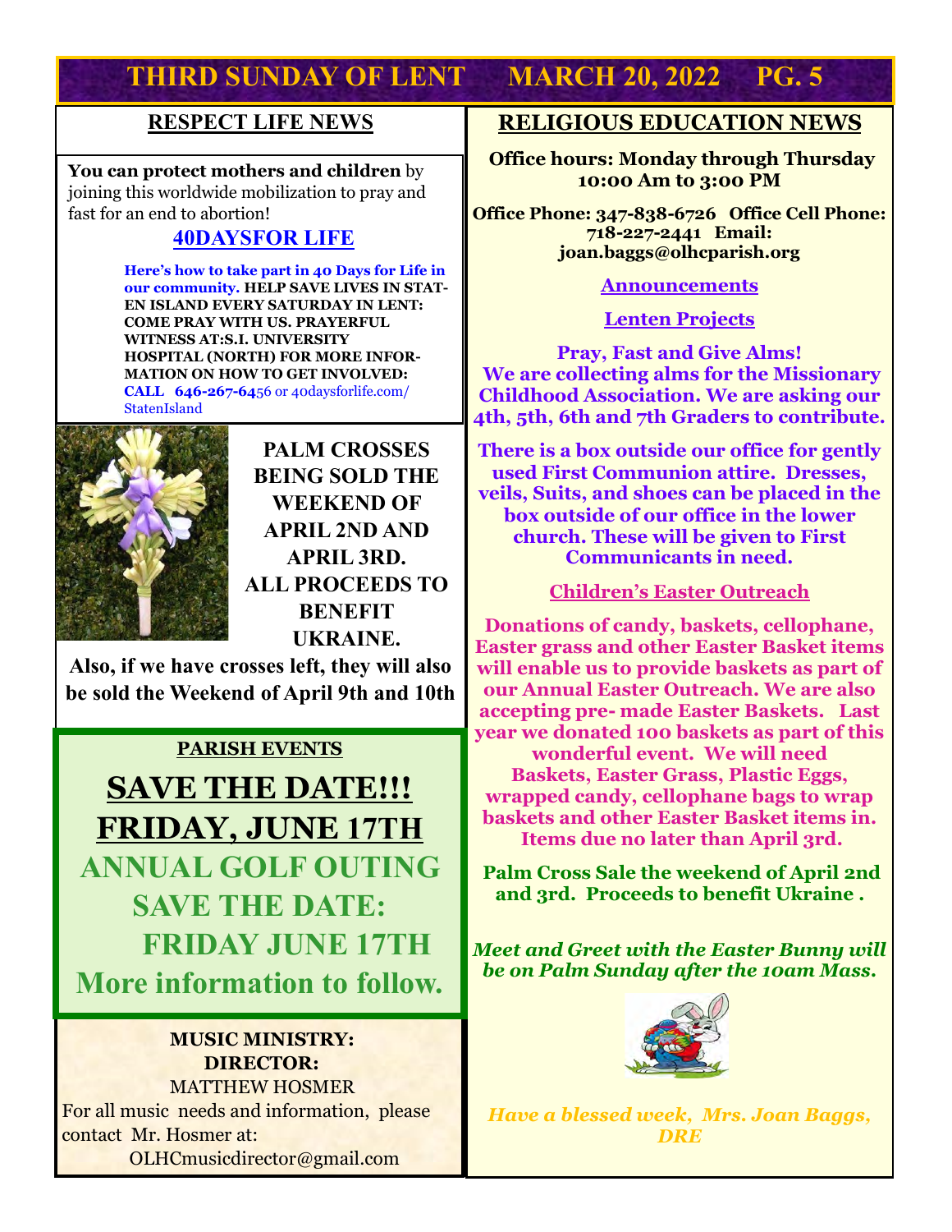## RESPECT LIFE NEWS

**You can protect mothers and children** by joining this worldwide mobilization to pray and fast for an end to abortion!

### 40DAYSFOR LIFE

**Here's how to take part in 40 Days for Life in our community. HELP SAVE LIVES IN STATEN ISLAND EVERY SATURDAY IN LENT: COME PRAY WITH US. PRAYERFUL WITNESS AT:S.I. UNIVERSITY HOSPITAL (NORTH) FOR MORE INFORMATION ON HOW TO GET INVOLVED: CALL 646-267-64**56 or 40daysforlife.com/StatenIsland

**PALM CROSSES BEING SOLD THE WEEKEND OF APRIL 2ND AND APRIL 3RD. ALL PROCEEDS TO BENEFIT UKRAINE.**

**Also, if we have crosses left, they will also be sold the Weekend of April 9th and 10th**

## PARISH EVENTS

# SAVE THE DATE!!!

# FRIDAY, JUNE 17TH

## ANNUAL GOLF OUTING

## SAVE THE DATE: FRIDAY JUNE 17TH

## More information to follow.

**MUSIC MINISTRY: DIRECTOR:**

MATTHEW HOSMER

For all music needs and information, please contact Mr. Hosmer at:

OLHCmusicdirector@gmail.com

## RELIGIOUS EDUCATION NEWS

**Office hours: Monday through Thursday 10:00 Am to 3:00 PM**

**Office Phone: 347-838-6726 Office Cell Phone: 718-227-2441 Email: joan.baggs@olhcparish.org**

### Announcements

### Lenten Projects

**Pray, Fast and Give Alms! We are collecting alms for the Missionary Childhood Association. We are asking our 4th, 5th, 6th and 7th Graders to contribute.**

**There is a box outside our office for gently used First Communion attire. Dresses, veils, Suits, and shoes can be placed in the box outside of our office in the lower church. These will be given to First Communicants in need.**

### Children's Easter Outreach

**Donations of candy, baskets, cellophane, Easter grass and other Easter Basket items will enable us to provide baskets as part of our Annual Easter Outreach. We are also accepting pre- made Easter Baskets. Last year we donated 100 baskets as part of this wonderful event. We will need Baskets, Easter Grass, Plastic Eggs, wrapped candy, cellophane bags to wrap baskets and other Easter Basket items in. Items due no later than April 3rd.**

**Palm Cross Sale the weekend of April 2nd and 3rd. Proceeds to benefit Ukraine .**

***Meet and Greet with the Easter Bunny will be on Palm Sunday after the 10am Mass.***

***Have a blessed week, Mrs. Joan Baggs, DRE***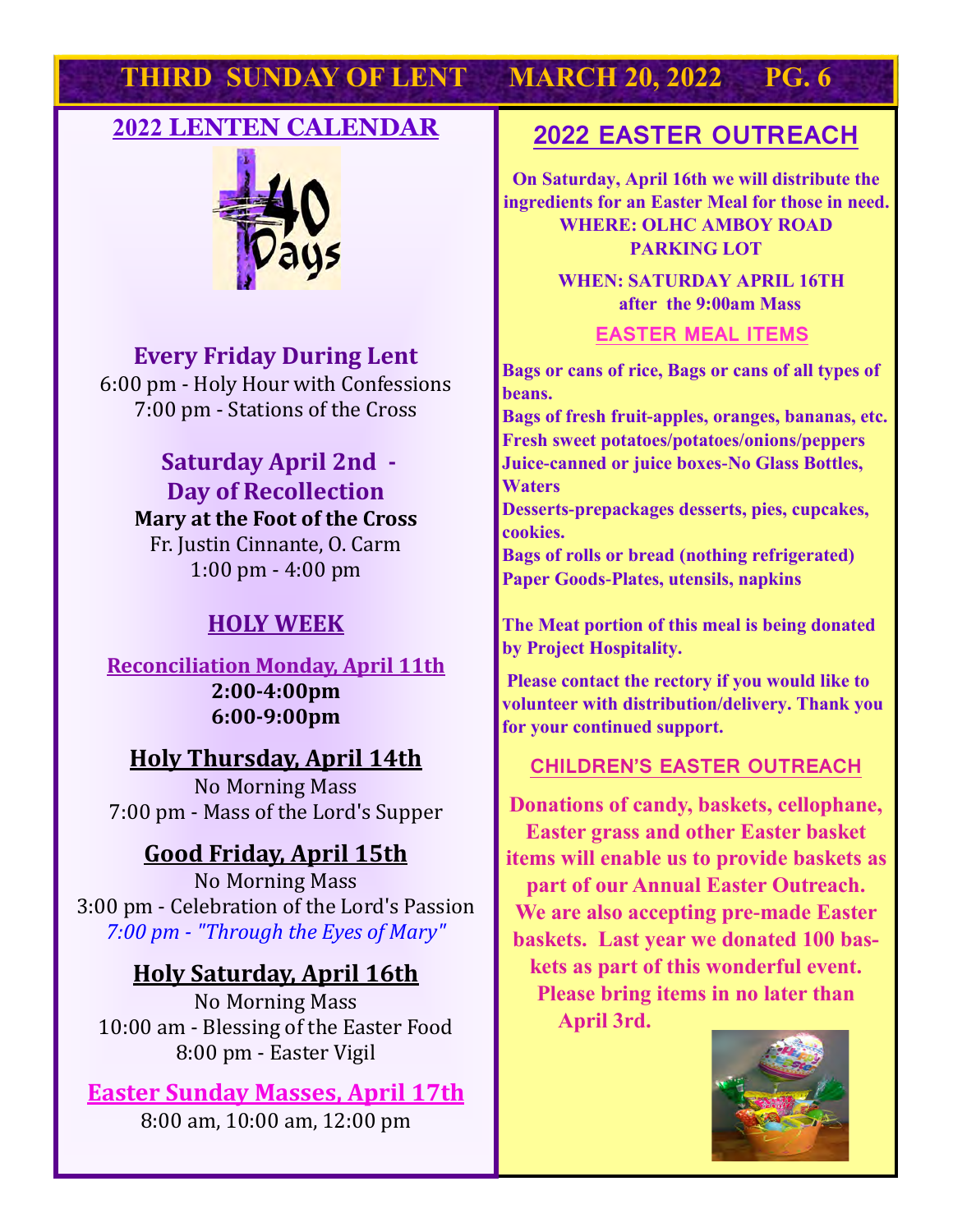## 2022 LENTEN CALENDAR

### Every Friday During Lent

6:00 pm - Holy Hour with Confessions
7:00 pm - Stations of the Cross

### Saturday April 2nd - Day of Recollection

**Mary at the Foot of the Cross**
Fr. Justin Cinnante, O. Carm
1:00 pm - 4:00 pm

### HOLY WEEK

**Reconciliation Monday, April 11th**
**2:00-4:00pm**
**6:00-9:00pm**

**Holy Thursday, April 14th**
No Morning Mass
7:00 pm - Mass of the Lord's Supper

**Good Friday, April 15th**
No Morning Mass
3:00 pm - Celebration of the Lord's Passion
*7:00 pm - "Through the Eyes of Mary"*

**Holy Saturday, April 16th**
No Morning Mass
10:00 am - Blessing of the Easter Food
8:00 pm - Easter Vigil

**Easter Sunday Masses, April 17th**
8:00 am, 10:00 am, 12:00 pm

## 2022 EASTER OUTREACH

**On Saturday, April 16th we will distribute the ingredients for an Easter Meal for those in need.**
**WHERE: OLHC AMBOY ROAD PARKING LOT**

**WHEN: SATURDAY APRIL 16TH after the 9:00am Mass**

### EASTER MEAL ITEMS

**Bags or cans of rice, Bags or cans of all types of beans.**
**Bags of fresh fruit-apples, oranges, bananas, etc.**
**Fresh sweet potatoes/potatoes/onions/peppers**
**Juice-canned or juice boxes-No Glass Bottles, Waters**
**Desserts-prepackages desserts, pies, cupcakes, cookies.**
**Bags of rolls or bread (nothing refrigerated)**
**Paper Goods-Plates, utensils, napkins**

**The Meat portion of this meal is being donated by Project Hospitality.**

**Please contact the rectory if you would like to volunteer with distribution/delivery. Thank you for your continued support.**

### CHILDREN'S EASTER OUTREACH

**Donations of candy, baskets, cellophane, Easter grass and other Easter basket items will enable us to provide baskets as part of our Annual Easter Outreach. We are also accepting pre-made Easter baskets. Last year we donated 100 baskets as part of this wonderful event. Please bring items in no later than April 3rd.**